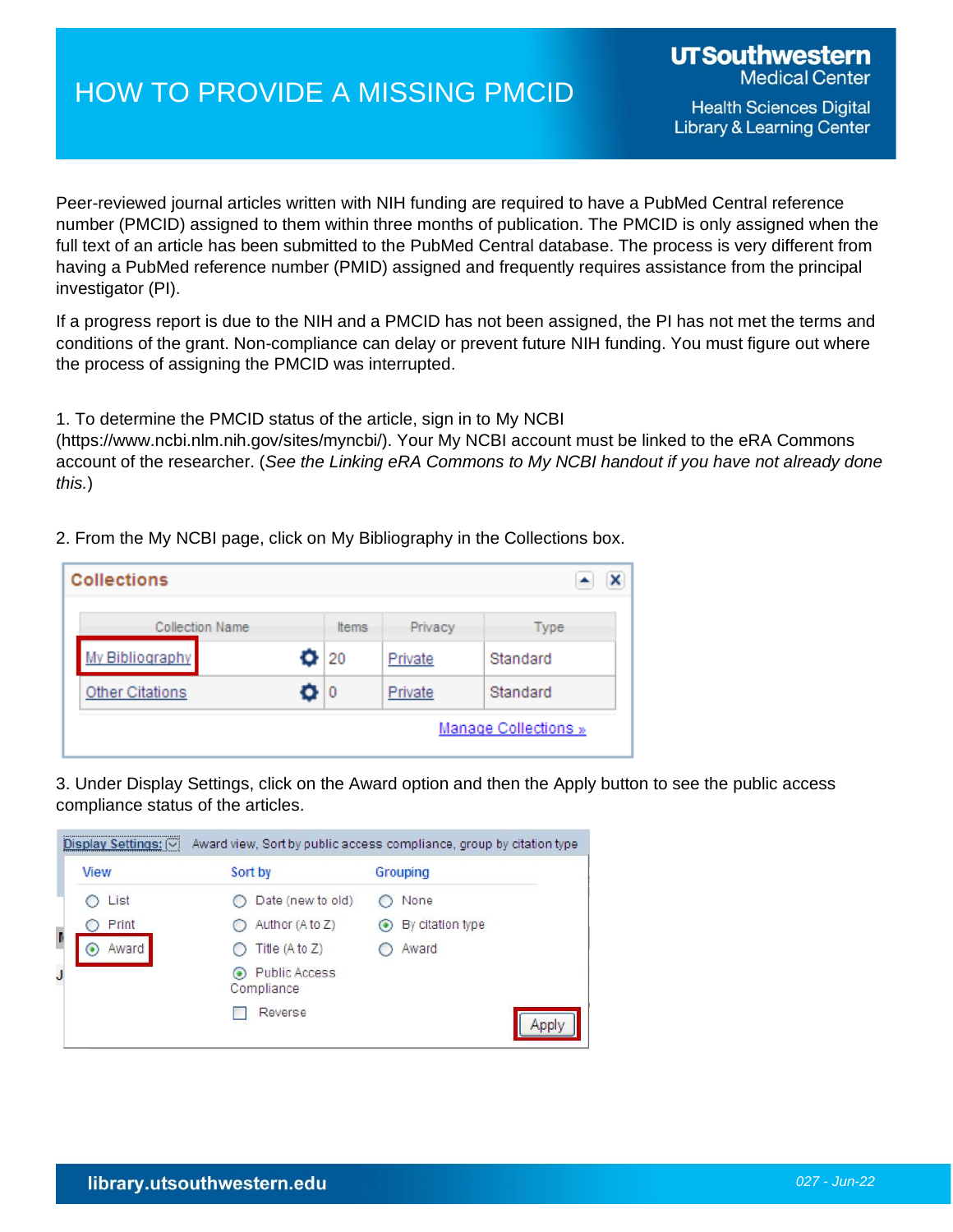# HOW TO PROVIDE A MISSING PMCID

Peer-reviewed journal articles written with NIH funding are required to have a PubMed Central reference number (PMCID) assigned to them within three months of publication. The PMCID is only assigned when the full text of an article has been submitted to the PubMed Central database. The process is very different from having a PubMed reference number (PMID) assigned and frequently requires assistance from the principal investigator (PI).

If a progress report is due to the NIH and a PMCID has not been assigned, the PI has not met the terms and conditions of the grant. Non-compliance can delay or prevent future NIH funding. You must figure out where the process of assigning the PMCID was interrupted.

1. To determine the PMCID status of the article, sign in to My NCBI (https://www.ncbi.nlm.nih.gov/sites/myncbi/). Your My NCBI account must be linked to the eRA Commons account of the researcher. (*See the Linking eRA Commons to My NCBI handout if you have not already done this.*)

2. From the My NCBI page, click on My Bibliography in the Collections box.

3. Under Display Settings, click on the Award option and then the Apply button to see the public access compliance status of the articles.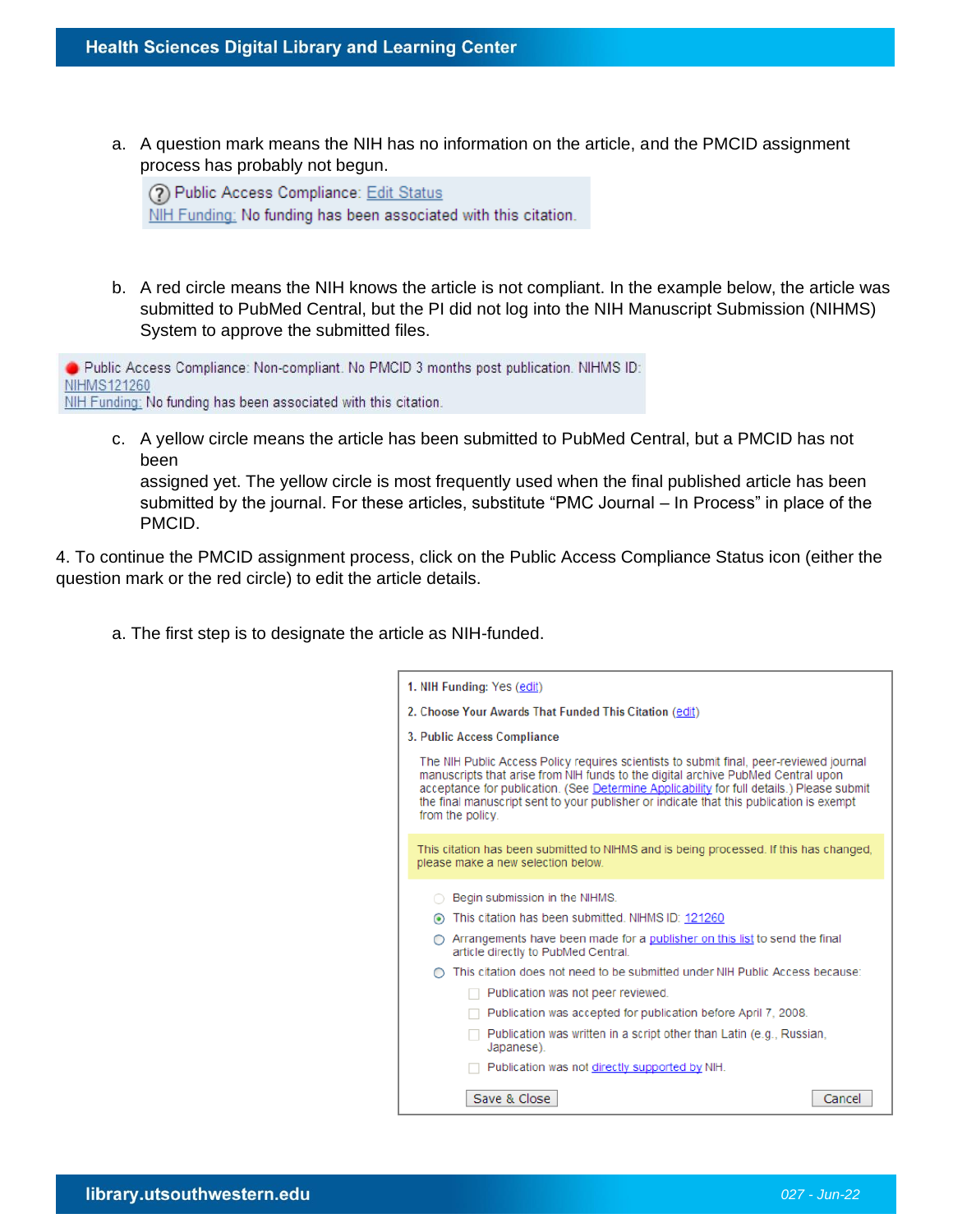a. A question mark means the NIH has no information on the article, and the PMCID assignment process has probably not begun.

Public Access Compliance: Edit Status
NIH Funding: No funding has been associated with this citation.

b. A red circle means the NIH knows the article is not compliant. In the example below, the article was submitted to PubMed Central, but the PI did not log into the NIH Manuscript Submission (NIHMS) System to approve the submitted files.

Public Access Compliance: Non-compliant. No PMCID 3 months post publication. NIHMS ID: NIHMS121260
NIH Funding: No funding has been associated with this citation.

c. A yellow circle means the article has been submitted to PubMed Central, but a PMCID has not been
assigned yet. The yellow circle is most frequently used when the final published article has been submitted by the journal. For these articles, substitute "PMC Journal – In Process" in place of the PMCID.

4. To continue the PMCID assignment process, click on the Public Access Compliance Status icon (either the question mark or the red circle) to edit the article details.

a. The first step is to designate the article as NIH-funded.

**1. NIH Funding:** Yes (edit)

**2. Choose Your Awards That Funded This Citation** (edit)

**3. Public Access Compliance**

The NIH Public Access Policy requires scientists to submit final, peer-reviewed journal manuscripts that arise from NIH funds to the digital archive PubMed Central upon acceptance for publication. (See Determine Applicability for full details.) Please submit the final manuscript sent to your publisher or indicate that this publication is exempt from the policy.

This citation has been submitted to NIHMS and is being processed. If this has changed, please make a new selection below.

- Begin submission in the NIHMS.
- This citation has been submitted. NIHMS ID: 121260
- Arrangements have been made for a publisher on this list to send the final article directly to PubMed Central.
- This citation does not need to be submitted under NIH Public Access because:
  - Publication was not peer reviewed.
  - Publication was accepted for publication before April 7, 2008.
  - Publication was written in a script other than Latin (e.g., Russian, Japanese).
  - Publication was not directly supported by NIH.

Save & Close    Cancel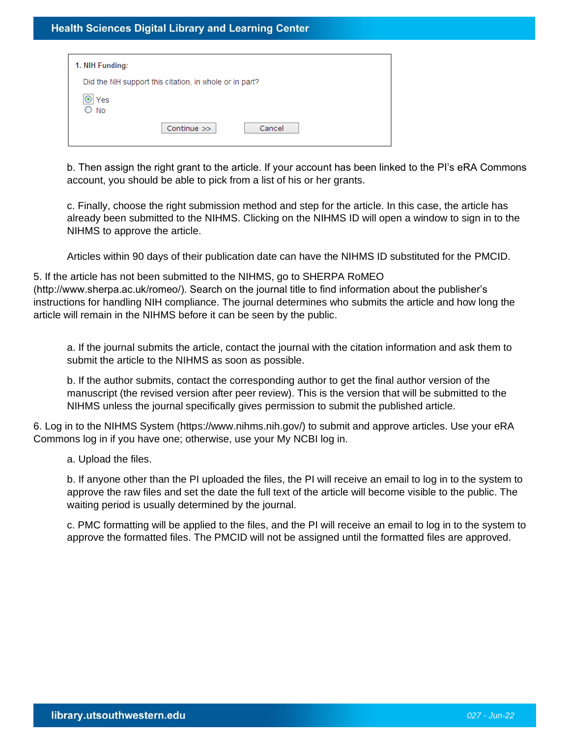1. NIH Funding:

Did the NIH support this citation, in whole or in part?

- (•) Yes
- ( ) No

Continue >>    Cancel

b. Then assign the right grant to the article. If your account has been linked to the PI's eRA Commons account, you should be able to pick from a list of his or her grants.

c. Finally, choose the right submission method and step for the article. In this case, the article has already been submitted to the NIHMS. Clicking on the NIHMS ID will open a window to sign in to the NIHMS to approve the article.

Articles within 90 days of their publication date can have the NIHMS ID substituted for the PMCID.

5. If the article has not been submitted to the NIHMS, go to SHERPA RoMEO (http://www.sherpa.ac.uk/romeo/). Search on the journal title to find information about the publisher's instructions for handling NIH compliance. The journal determines who submits the article and how long the article will remain in the NIHMS before it can be seen by the public.

a. If the journal submits the article, contact the journal with the citation information and ask them to submit the article to the NIHMS as soon as possible.

b. If the author submits, contact the corresponding author to get the final author version of the manuscript (the revised version after peer review). This is the version that will be submitted to the NIHMS unless the journal specifically gives permission to submit the published article.

6. Log in to the NIHMS System (https://www.nihms.nih.gov/) to submit and approve articles. Use your eRA Commons log in if you have one; otherwise, use your My NCBI log in.

a. Upload the files.

b. If anyone other than the PI uploaded the files, the PI will receive an email to log in to the system to approve the raw files and set the date the full text of the article will become visible to the public. The waiting period is usually determined by the journal.

c. PMC formatting will be applied to the files, and the PI will receive an email to log in to the system to approve the formatted files. The PMCID will not be assigned until the formatted files are approved.